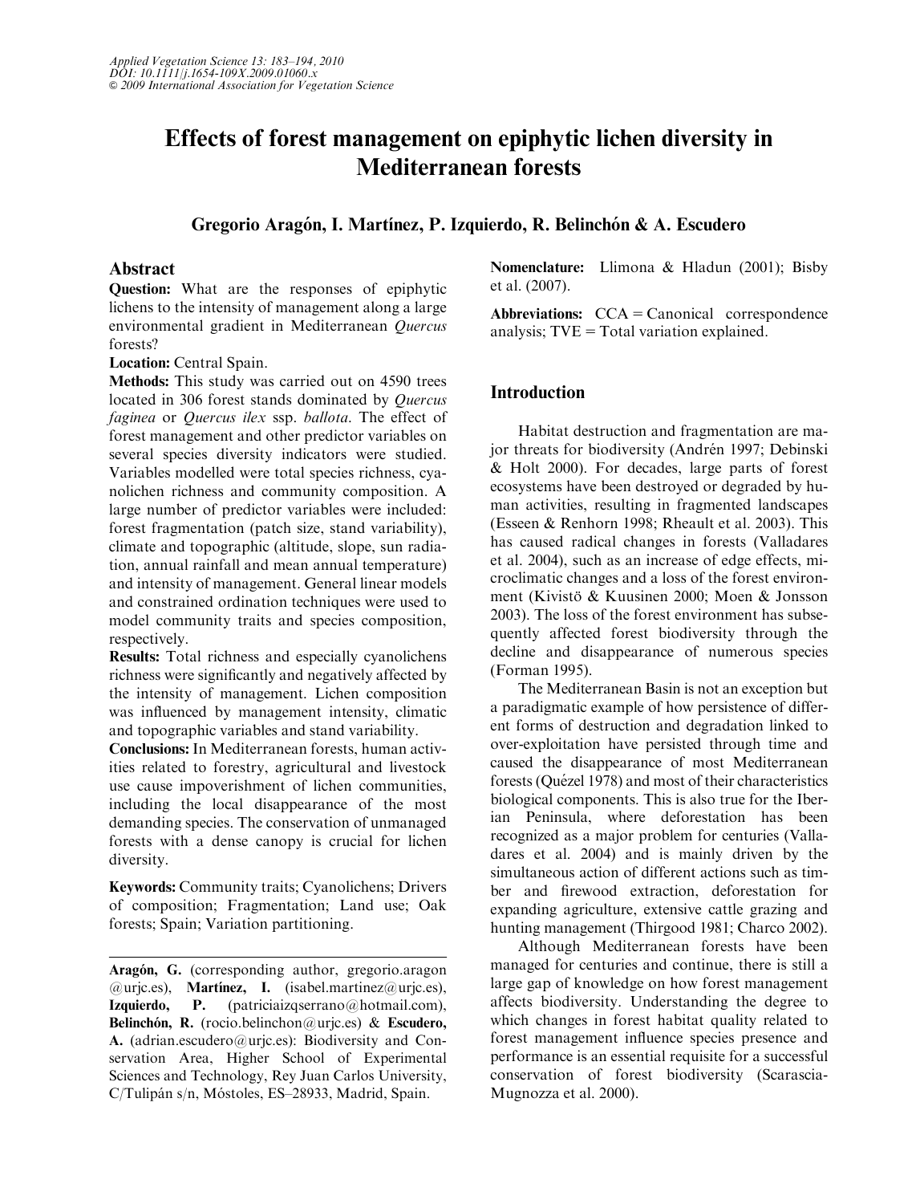# Effects of forest management on epiphytic lichen diversity in Mediterranean forests

**Gregorio Aragón, I. Martínez, P. Izquierdo, R. Belinchón & A. Escudero**

## Abstract

**Question:** What are the responses of epiphytic lichens to the intensity of management along a large environmental gradient in Mediterranean *Quercus* forests?

**Location:** Central Spain.

**Methods:** This study was carried out on 4590 trees located in 306 forest stands dominated by *Quercus faginea* or *Quercus ilex* ssp. *ballota*. The effect of forest management and other predictor variables on several species diversity indicators were studied. Variables modelled were total species richness, cyanolichen richness and community composition. A large number of predictor variables were included: forest fragmentation (patch size, stand variability), climate and topographic (altitude, slope, sun radiation, annual rainfall and mean annual temperature) and intensity of management. General linear models and constrained ordination techniques were used to model community traits and species composition, respectively.

**Results:** Total richness and especially cyanolichens richness were significantly and negatively affected by the intensity of management. Lichen composition was influenced by management intensity, climatic and topographic variables and stand variability.

**Conclusions:** In Mediterranean forests, human activities related to forestry, agricultural and livestock use cause impoverishment of lichen communities, including the local disappearance of the most demanding species. The conservation of unmanaged forests with a dense canopy is crucial for lichen diversity.

**Keywords:** Community traits; Cyanolichens; Drivers of composition; Fragmentation; Land use; Oak forests; Spain; Variation partitioning.

**Aragón, G.** (corresponding author, gregorio.aragon@urjc.es), **Martínez, I.** (isabel.martinez@urjc.es), **Izquierdo, P.** (patriciaizqserrano@hotmail.com), **Belinchón, R.** (rocio.belinchon@urjc.es) & **Escudero, A.** (adrian.escudero@urjc.es): Biodiversity and Conservation Area, Higher School of Experimental Sciences and Technology, Rey Juan Carlos University, C/Tulipán s/n, Móstoles, ES–28933, Madrid, Spain.

**Nomenclature:** Llimona & Hladun (2001); Bisby et al. (2007).

**Abbreviations:** CCA = Canonical correspondence analysis; TVE = Total variation explained.

## Introduction

Habitat destruction and fragmentation are major threats for biodiversity (Andrén 1997; Debinski & Holt 2000). For decades, large parts of forest ecosystems have been destroyed or degraded by human activities, resulting in fragmented landscapes (Esseen & Renhorn 1998; Rheault et al. 2003). This has caused radical changes in forests (Valladares et al. 2004), such as an increase of edge effects, microclimatic changes and a loss of the forest environment (Kivistö & Kuusinen 2000; Moen & Jonsson 2003). The loss of the forest environment has subsequently affected forest biodiversity through the decline and disappearance of numerous species (Forman 1995).

The Mediterranean Basin is not an exception but a paradigmatic example of how persistence of different forms of destruction and degradation linked to over-exploitation have persisted through time and caused the disappearance of most Mediterranean forests (Quézel 1978) and most of their characteristics biological components. This is also true for the Iberian Peninsula, where deforestation has been recognized as a major problem for centuries (Valladares et al. 2004) and is mainly driven by the simultaneous action of different actions such as timber and firewood extraction, deforestation for expanding agriculture, extensive cattle grazing and hunting management (Thirgood 1981; Charco 2002).

Although Mediterranean forests have been managed for centuries and continue, there is still a large gap of knowledge on how forest management affects biodiversity. Understanding the degree to which changes in forest habitat quality related to forest management influence species presence and performance is an essential requisite for a successful conservation of forest biodiversity (Scarascia-Mugnozza et al. 2000).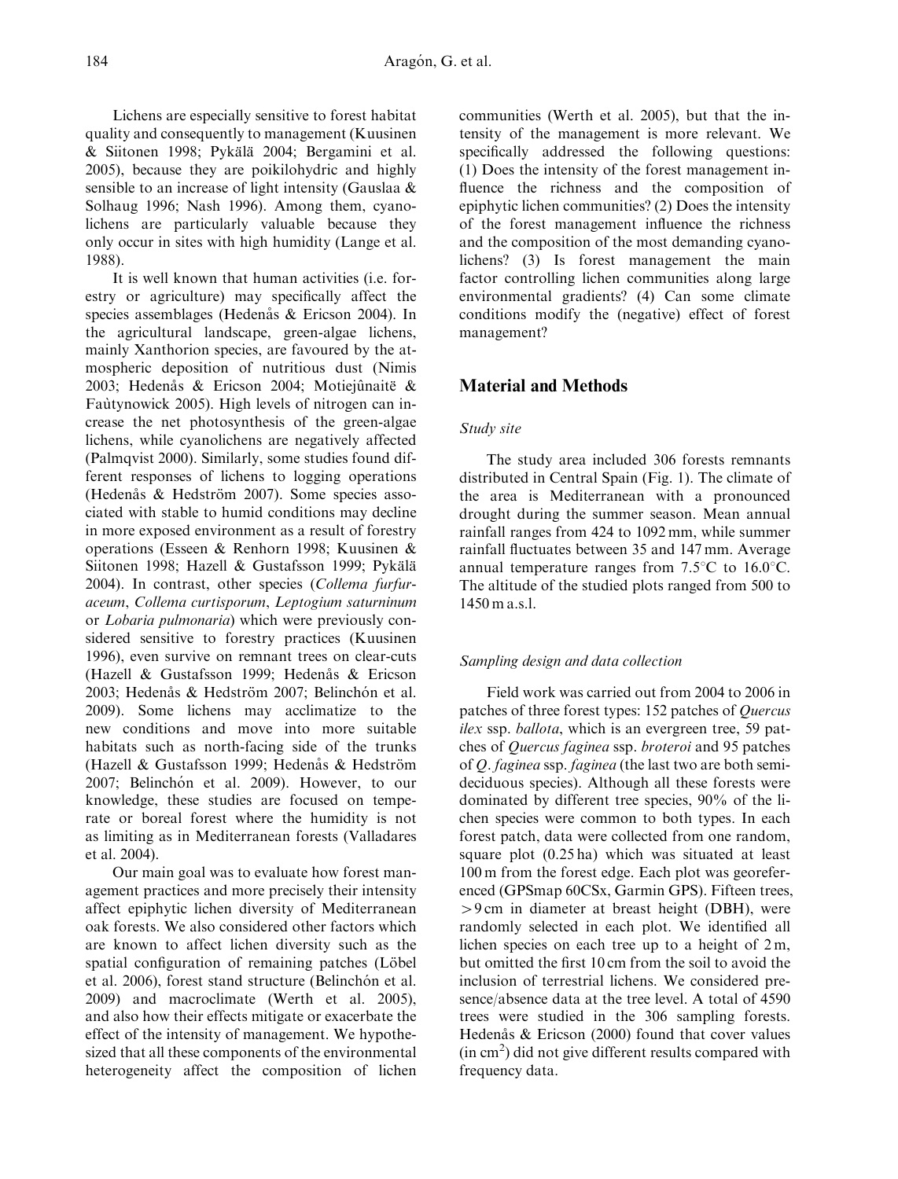Lichens are especially sensitive to forest habitat quality and consequently to management (Kuusinen & Siitonen 1998; Pykälä 2004; Bergamini et al. 2005), because they are poikilohydric and highly sensible to an increase of light intensity (Gauslaa & Solhaug 1996; Nash 1996). Among them, cyanolichens are particularly valuable because they only occur in sites with high humidity (Lange et al. 1988).

It is well known that human activities (i.e. forestry or agriculture) may specifically affect the species assemblages (Hedenås & Ericson 2004). In the agricultural landscape, green-algae lichens, mainly Xanthorion species, are favoured by the atmospheric deposition of nutritious dust (Nimis 2003; Hedenås & Ericson 2004; Motiejûnaitë & Faùtynowick 2005). High levels of nitrogen can increase the net photosynthesis of the green-algae lichens, while cyanolichens are negatively affected (Palmqvist 2000). Similarly, some studies found different responses of lichens to logging operations (Hedenås & Hedström 2007). Some species associated with stable to humid conditions may decline in more exposed environment as a result of forestry operations (Esseen & Renhorn 1998; Kuusinen & Siitonen 1998; Hazell & Gustafsson 1999; Pykälä 2004). In contrast, other species (*Collema furfuraceum*, *Collema curtisporum*, *Leptogium saturninum* or *Lobaria pulmonaria*) which were previously considered sensitive to forestry practices (Kuusinen 1996), even survive on remnant trees on clear-cuts (Hazell & Gustafsson 1999; Hedenås & Ericson 2003; Hedenås & Hedström 2007; Belinchón et al. 2009). Some lichens may acclimatize to the new conditions and move into more suitable habitats such as north-facing side of the trunks (Hazell & Gustafsson 1999; Hedenås & Hedström 2007; Belinchón et al. 2009). However, to our knowledge, these studies are focused on temperate or boreal forest where the humidity is not as limiting as in Mediterranean forests (Valladares et al. 2004).

Our main goal was to evaluate how forest management practices and more precisely their intensity affect epiphytic lichen diversity of Mediterranean oak forests. We also considered other factors which are known to affect lichen diversity such as the spatial configuration of remaining patches (Löbel et al. 2006), forest stand structure (Belinchón et al. 2009) and macroclimate (Werth et al. 2005), and also how their effects mitigate or exacerbate the effect of the intensity of management. We hypothesized that all these components of the environmental heterogeneity affect the composition of lichen communities (Werth et al. 2005), but that the intensity of the management is more relevant. We specifically addressed the following questions: (1) Does the intensity of the forest management influence the richness and the composition of epiphytic lichen communities? (2) Does the intensity of the forest management influence the richness and the composition of the most demanding cyanolichens? (3) Is forest management the main factor controlling lichen communities along large environmental gradients? (4) Can some climate conditions modify the (negative) effect of forest management?

## Material and Methods

### Study site

The study area included 306 forests remnants distributed in Central Spain (Fig. 1). The climate of the area is Mediterranean with a pronounced drought during the summer season. Mean annual rainfall ranges from 424 to 1092 mm, while summer rainfall fluctuates between 35 and 147 mm. Average annual temperature ranges from 7.5°C to 16.0°C. The altitude of the studied plots ranged from 500 to 1450 m a.s.l.

### Sampling design and data collection

Field work was carried out from 2004 to 2006 in patches of three forest types: 152 patches of *Quercus ilex* ssp. *ballota*, which is an evergreen tree, 59 patches of *Quercus faginea* ssp. *broteroi* and 95 patches of *Q. faginea* ssp. *faginea* (the last two are both semi-deciduous species). Although all these forests were dominated by different tree species, 90% of the lichen species were common to both types. In each forest patch, data were collected from one random, square plot (0.25 ha) which was situated at least 100 m from the forest edge. Each plot was georeferenced (GPSmap 60CSx, Garmin GPS). Fifteen trees, >9 cm in diameter at breast height (DBH), were randomly selected in each plot. We identified all lichen species on each tree up to a height of 2 m, but omitted the first 10 cm from the soil to avoid the inclusion of terrestrial lichens. We considered presence/absence data at the tree level. A total of 4590 trees were studied in the 306 sampling forests. Hedenås & Ericson (2000) found that cover values (in $cm^2$) did not give different results compared with frequency data.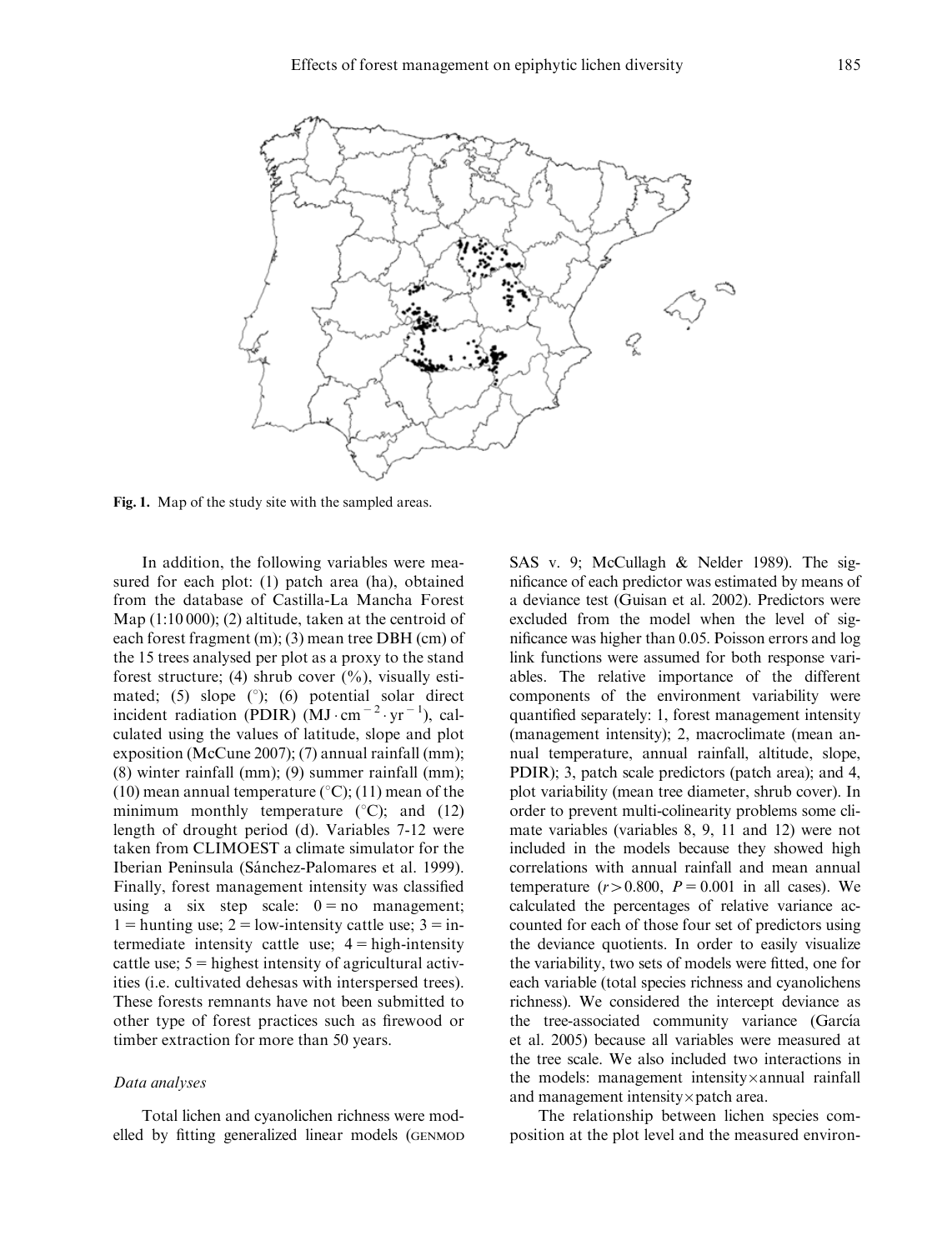Fig. 1. Map of the study site with the sampled areas.

In addition, the following variables were measured for each plot: (1) patch area (ha), obtained from the database of Castilla-La Mancha Forest Map (1:10 000); (2) altitude, taken at the centroid of each forest fragment (m); (3) mean tree DBH (cm) of the 15 trees analysed per plot as a proxy to the stand forest structure; (4) shrub cover (%), visually estimated; (5) slope (°); (6) potential solar direct incident radiation (PDIR) ($\mathrm{MJ \cdot cm^{-2} \cdot yr^{-1}}$), calculated using the values of latitude, slope and plot exposition (McCune 2007); (7) annual rainfall (mm); (8) winter rainfall (mm); (9) summer rainfall (mm); (10) mean annual temperature (°C); (11) mean of the minimum monthly temperature (°C); and (12) length of drought period (d). Variables 7-12 were taken from CLIMOEST a climate simulator for the Iberian Peninsula (Sánchez-Palomares et al. 1999). Finally, forest management intensity was classified using a six step scale: 0 = no management; 1 = hunting use; 2 = low-intensity cattle use; 3 = intermediate intensity cattle use; 4 = high-intensity cattle use; 5 = highest intensity of agricultural activities (i.e. cultivated dehesas with interspersed trees). These forests remnants have not been submitted to other type of forest practices such as firewood or timber extraction for more than 50 years.

### Data analyses

Total lichen and cyanolichen richness were modelled by fitting generalized linear models (GENMOD SAS v. 9; McCullagh & Nelder 1989). The significance of each predictor was estimated by means of a deviance test (Guisan et al. 2002). Predictors were excluded from the model when the level of significance was higher than 0.05. Poisson errors and log link functions were assumed for both response variables. The relative importance of the different components of the environment variability were quantified separately: 1, forest management intensity (management intensity); 2, macroclimate (mean annual temperature, annual rainfall, altitude, slope, PDIR); 3, patch scale predictors (patch area); and 4, plot variability (mean tree diameter, shrub cover). In order to prevent multi-colinearity problems some climate variables (variables 8, 9, 11 and 12) were not included in the models because they showed high correlations with annual rainfall and mean annual temperature ($r > 0.800$, $P = 0.001$ in all cases). We calculated the percentages of relative variance accounted for each of those four set of predictors using the deviance quotients. In order to easily visualize the variability, two sets of models were fitted, one for each variable (total species richness and cyanolichens richness). We considered the intercept deviance as the tree-associated community variance (García et al. 2005) because all variables were measured at the tree scale. We also included two interactions in the models: management intensity × annual rainfall and management intensity × patch area.

The relationship between lichen species composition at the plot level and the measured environ-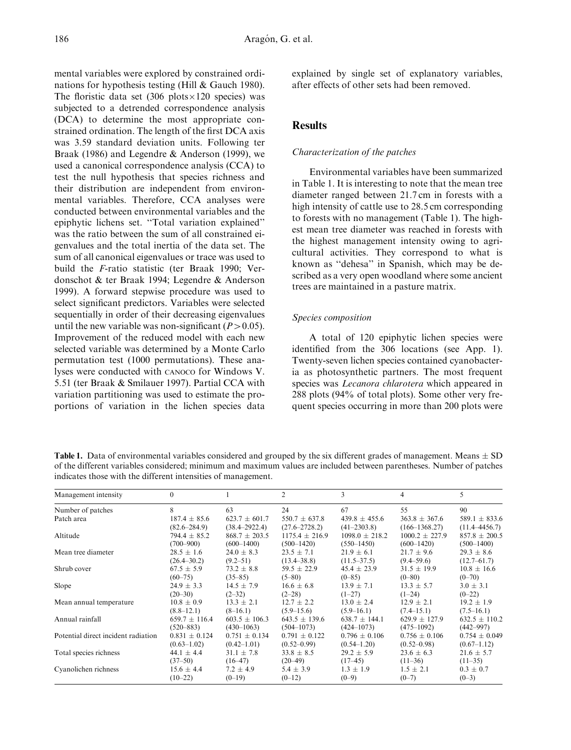mental variables were explored by constrained ordinations for hypothesis testing (Hill & Gauch 1980). The floristic data set (306 plots × 120 species) was subjected to a detrended correspondence analysis (DCA) to determine the most appropriate constrained ordination. The length of the first DCA axis was 3.59 standard deviation units. Following ter Braak (1986) and Legendre & Anderson (1999), we used a canonical correspondence analysis (CCA) to test the null hypothesis that species richness and their distribution are independent from environmental variables. Therefore, CCA analyses were conducted between environmental variables and the epiphytic lichens set. "Total variation explained" was the ratio between the sum of all constrained eigenvalues and the total inertia of the data set. The sum of all canonical eigenvalues or trace was used to build the *F*-ratio statistic (ter Braak 1990; Verdonschot & ter Braak 1994; Legendre & Anderson 1999). A forward stepwise procedure was used to select significant predictors. Variables were selected sequentially in order of their decreasing eigenvalues until the new variable was non-significant ($P > 0.05$). Improvement of the reduced model with each new selected variable was determined by a Monte Carlo permutation test (1000 permutations). These analyses were conducted with CANOCO for Windows V. 5.51 (ter Braak & Smilauer 1997). Partial CCA with variation partitioning was used to estimate the proportions of variation in the lichen species data explained by single set of explanatory variables, after effects of other sets had been removed.

## Results

### *Characterization of the patches*

Environmental variables have been summarized in Table 1. It is interesting to note that the mean tree diameter ranged between 21.7 cm in forests with a high intensity of cattle use to 28.5 cm corresponding to forests with no management (Table 1). The highest mean tree diameter was reached in forests with the highest management intensity owing to agricultural activities. They correspond to what is known as "dehesa" in Spanish, which may be described as a very open woodland where some ancient trees are maintained in a pasture matrix.

### *Species composition*

A total of 120 epiphytic lichen species were identified from the 306 locations (see App. 1). Twenty-seven lichen species contained cyanobacteria as photosynthetic partners. The most frequent species was *Lecanora chlarotera* which appeared in 288 plots (94% of total plots). Some other very frequent species occurring in more than 200 plots were

**Table 1.** Data of environmental variables considered and grouped by the six different grades of management. Means ± SD of the different variables considered; minimum and maximum values are included between parentheses. Number of patches indicates those with the different intensities of management.

| Management intensity | 0 | 1 | 2 | 3 | 4 | 5 |
|---|---|---|---|---|---|---|
| Number of patches | 8 | 63 | 24 | 67 | 55 | 90 |
| Patch area | 187.4 ± 85.6 (82.6–284.9) | 623.7 ± 601.7 (38.4–2922.4) | 550.7 ± 637.8 (27.6–2728.2) | 439.8 ± 455.6 (41–2303.8) | 363.8 ± 367.6 (166–1368.27) | 589.1 ± 833.6 (11.4–4456.7) |
| Altitude | 794.4 ± 85.2 (700–900) | 868.7 ± 203.5 (600–1400) | 1175.4 ± 216.9 (500–1420) | 1098.0 ± 218.2 (550–1450) | 1000.2 ± 227.9 (600–1420) | 857.8 ± 200.5 (500–1400) |
| Mean tree diameter | 28.5 ± 1.6 (26.4–30.2) | 24.0 ± 8.3 (9.2–51) | 23.5 ± 7.1 (13.4–38.8) | 21.9 ± 6.1 (11.5–37.5) | 21.7 ± 9.6 (9.4–59.6) | 29.3 ± 8.6 (12.7–61.7) |
| Shrub cover | 67.5 ± 5.9 (60–75) | 73.2 ± 8.8 (35–85) | 59.5 ± 22.9 (5–80) | 45.4 ± 23.9 (0–85) | 31.5 ± 19.9 (0–80) | 10.8 ± 16.6 (0–70) |
| Slope | 24.9 ± 3.3 (20–30) | 14.5 ± 7.9 (2–32) | 16.6 ± 6.8 (2–28) | 13.9 ± 7.1 (1–27) | 13.3 ± 5.7 (1–24) | 3.0 ± 3.1 (0–22) |
| Mean annual temperature | 10.8 ± 0.9 (8.8–12.1) | 13.3 ± 2.1 (8–16.1) | 12.7 ± 2.2 (5.9–15.6) | 13.0 ± 2.4 (5.9–16.1) | 12.9 ± 2.1 (7.4–15.1) | 19.2 ± 1.9 (7.5–16.1) |
| Annual rainfall | 659.7 ± 116.4 (520–883) | 603.5 ± 106.3 (430–1063) | 643.5 ± 139.6 (504–1073) | 638.7 ± 144.1 (424–1073) | 629.9 ± 127.9 (475–1092) | 632.5 ± 110.2 (442–997) |
| Potential direct incident radiation | 0.831 ± 0.124 (0.63–1.02) | 0.751 ± 0.134 (0.42–1.01) | 0.791 ± 0.122 (0.52–0.99) | 0.796 ± 0.106 (0.54–1.20) | 0.756 ± 0.106 (0.52–0.98) | 0.754 ± 0.049 (0.67–1.12) |
| Total species richness | 44.1 ± 4.4 (37–50) | 31.1 ± 7.8 (16–47) | 33.8 ± 8.5 (20–49) | 29.2 ± 5.9 (17–45) | 23.6 ± 6.3 (11–36) | 21.6 ± 5.7 (11–35) |
| Cyanolichen richness | 15.6 ± 4.4 (10–22) | 7.2 ± 4.9 (0–19) | 5.4 ± 3.9 (0–12) | 1.3 ± 1.9 (0–9) | 1.5 ± 2.1 (0–7) | 0.3 ± 0.7 (0–3) |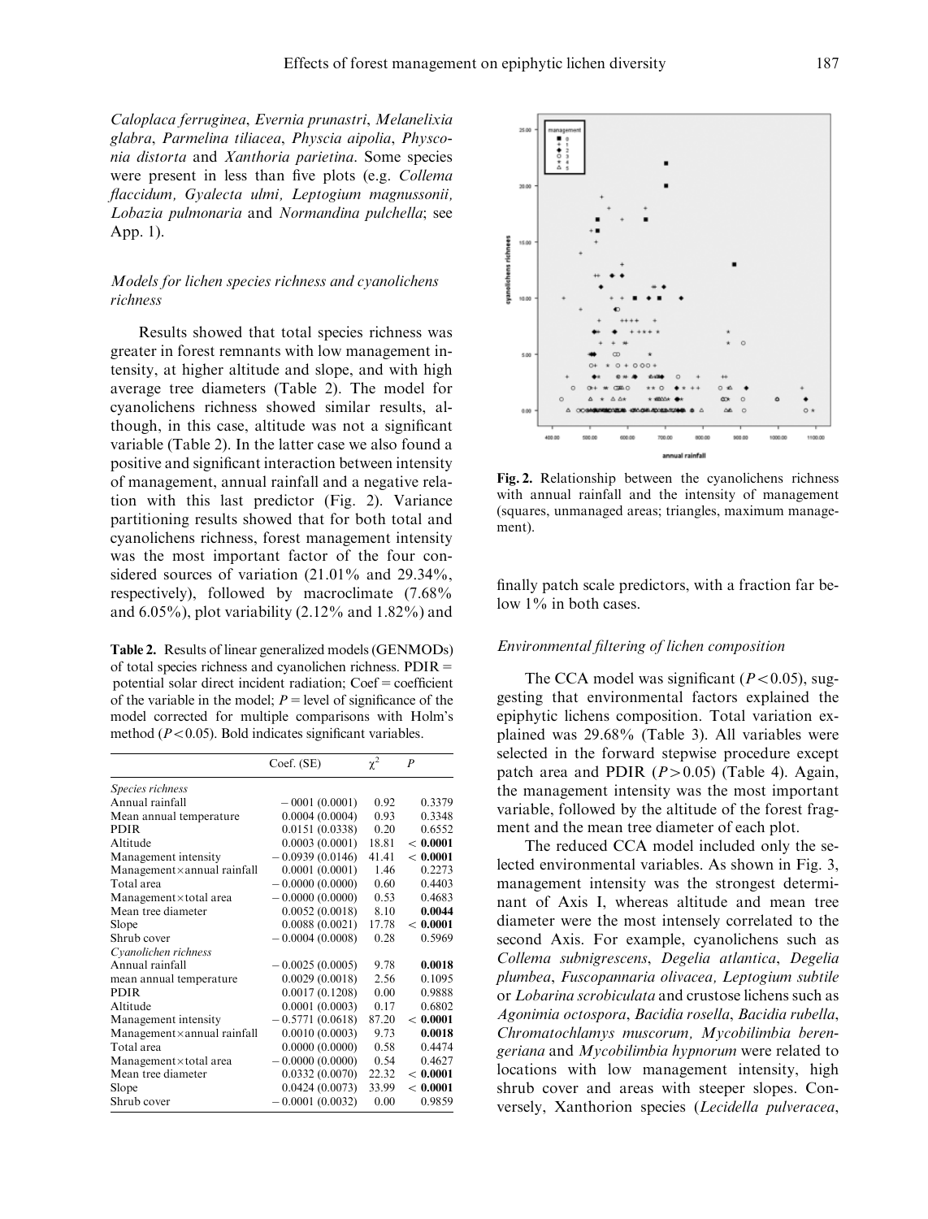*Caloplaca ferruginea*, *Evernia prunastri*, *Melanelixia glabra*, *Parmelina tiliacea*, *Physcia aipolia*, *Physconia distorta* and *Xanthoria parietina*. Some species were present in less than five plots (e.g. *Collema flaccidum, Gyalecta ulmi, Leptogium magnussonii, Lobazia pulmonaria* and *Normandina pulchella*; see App. 1).

### Models for lichen species richness and cyanolichens richness

Results showed that total species richness was greater in forest remnants with low management intensity, at higher altitude and slope, and with high average tree diameters (Table 2). The model for cyanolichens richness showed similar results, although, in this case, altitude was not a significant variable (Table 2). In the latter case we also found a positive and significant interaction between intensity of management, annual rainfall and a negative relation with this last predictor (Fig. 2). Variance partitioning results showed that for both total and cyanolichens richness, forest management intensity was the most important factor of the four considered sources of variation (21.01% and 29.34%, respectively), followed by macroclimate (7.68% and 6.05%), plot variability (2.12% and 1.82%) and finally patch scale predictors, with a fraction far below 1% in both cases.

**Table 2.** Results of linear generalized models (GENMODs) of total species richness and cyanolichen richness. PDIR = potential solar direct incident radiation; Coef = coefficient of the variable in the model; $P$ = level of significance of the model corrected for multiple comparisons with Holm's method ($P < 0.05$). Bold indicates significant variables.

| | Coef. (SE) | $\chi^2$ | $P$ |
|---|---|---|---|
| *Species richness* | | | |
| Annual rainfall | −0001 (0.0001) | 0.92 | 0.3379 |
| Mean annual temperature | 0.0004 (0.0004) | 0.93 | 0.3348 |
| PDIR | 0.0151 (0.0338) | 0.20 | 0.6552 |
| Altitude | 0.0003 (0.0001) | 18.81 | **< 0.0001** |
| Management intensity | −0.0939 (0.0146) | 41.41 | **< 0.0001** |
| Management×annual rainfall | 0.0001 (0.0001) | 1.46 | 0.2273 |
| Total area | −0.0000 (0.0000) | 0.60 | 0.4403 |
| Management×total area | −0.0000 (0.0000) | 0.53 | 0.4683 |
| Mean tree diameter | 0.0052 (0.0018) | 8.10 | **0.0044** |
| Slope | 0.0088 (0.0021) | 17.78 | **< 0.0001** |
| Shrub cover | −0.0004 (0.0008) | 0.28 | 0.5969 |
| *Cyanolichen richness* | | | |
| Annual rainfall | −0.0025 (0.0005) | 9.78 | **0.0018** |
| mean annual temperature | 0.0029 (0.0018) | 2.56 | 0.1095 |
| PDIR | 0.0017 (0.1208) | 0.00 | 0.9888 |
| Altitude | 0.0001 (0.0003) | 0.17 | 0.6802 |
| Management intensity | −0.5771 (0.0618) | 87.20 | **< 0.0001** |
| Management×annual rainfall | 0.0010 (0.0003) | 9.73 | **0.0018** |
| Total area | 0.0000 (0.0000) | 0.58 | 0.4474 |
| Management×total area | −0.0000 (0.0000) | 0.54 | 0.4627 |
| Mean tree diameter | 0.0332 (0.0070) | 22.32 | **< 0.0001** |
| Slope | 0.0424 (0.0073) | 33.99 | **< 0.0001** |
| Shrub cover | −0.0001 (0.0032) | 0.00 | 0.9859 |

**Fig. 2.** Relationship between the cyanolichens richness with annual rainfall and the intensity of management (squares, unmanaged areas; triangles, maximum management).

### Environmental filtering of lichen composition

The CCA model was significant ($P < 0.05$), suggesting that environmental factors explained the epiphytic lichens composition. Total variation explained was 29.68% (Table 3). All variables were selected in the forward stepwise procedure except patch area and PDIR ($P > 0.05$) (Table 4). Again, the management intensity was the most important variable, followed by the altitude of the forest fragment and the mean tree diameter of each plot.

The reduced CCA model included only the selected environmental variables. As shown in Fig. 3, management intensity was the strongest determinant of Axis I, whereas altitude and mean tree diameter were the most intensely correlated to the second Axis. For example, cyanolichens such as *Collema subnigrescens*, *Degelia atlantica*, *Degelia plumbea*, *Fuscopannaria olivacea, Leptogium subtile* or *Lobarina scrobiculata* and crustose lichens such as *Agonimia octospora*, *Bacidia rosella*, *Bacidia rubella*, *Chromatochlamys muscorum, Mycobilimbia berengeriana* and *Mycobilimbia hypnorum* were related to locations with low management intensity, high shrub cover and areas with steeper slopes. Conversely, Xanthorion species (*Lecidella pulveracea*,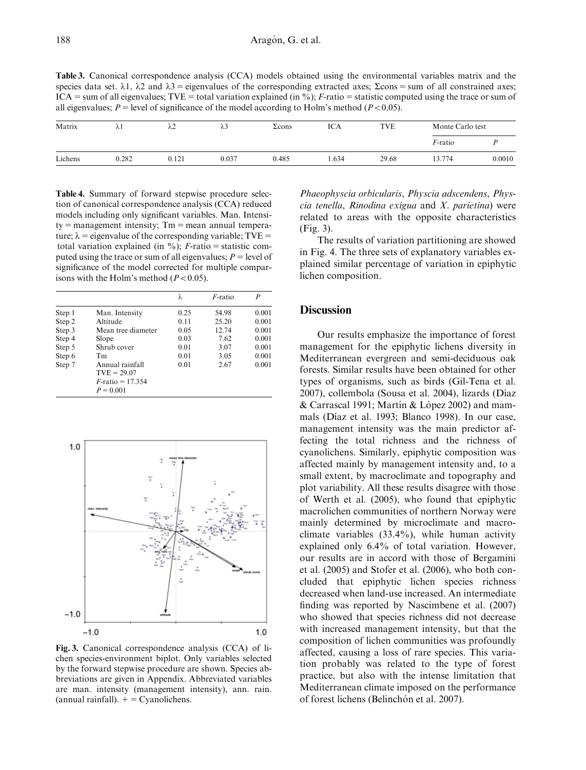**Table 3.** Canonical correspondence analysis (CCA) models obtained using the environmental variables matrix and the species data set. λ1, λ2 and λ3 = eigenvalues of the corresponding extracted axes; Σcons = sum of all constrained axes; ICA = sum of all eigenvalues; TVE = total variation explained (in %); *F*-ratio = statistic computed using the trace or sum of all eigenvalues; *P* = level of significance of the model according to Holm's method ($P < 0.05$).

| Matrix | λ1 | λ2 | λ3 | Σcons | ICA | TVE | Monte Carlo test | |
|---|---|---|---|---|---|---|---|---|
| | | | | | | | *F*-ratio | *P* |
| Lichens | 0.282 | 0.121 | 0.037 | 0.485 | 1.634 | 29.68 | 13.774 | 0.0010 |

**Table 4.** Summary of forward stepwise procedure selection of canonical correspondence analysis (CCA) reduced models including only significant variables. Man. Intensity = management intensity; Tm = mean annual temperature; λ = eigenvalue of the corresponding variable; TVE = total variation explained (in %); *F*-ratio = statistic computed using the trace or sum of all eigenvalues; *P* = level of significance of the model corrected for multiple comparisons with the Holm's method ($P < 0.05$).

| | | λ | *F*-ratio | *P* |
|---|---|---|---|---|
| Step 1 | Man. Intensity | 0.25 | 54.98 | 0.001 |
| Step 2 | Altitude | 0.11 | 25.20 | 0.001 |
| Step 3 | Mean tree diameter | 0.05 | 12.74 | 0.001 |
| Step 4 | Slope | 0.03 | 7.62 | 0.001 |
| Step 5 | Shrub cover | 0.01 | 3.07 | 0.001 |
| Step 6 | Tm | 0.01 | 3.05 | 0.001 |
| Step 7 | Annual rainfall<br>TVE = 29.07<br>*F*-ratio = 17.354<br>*P* = 0.001 | 0.01 | 2.67 | 0.001 |

**Fig. 3.** Canonical correspondence analysis (CCA) of lichen species-environment biplot. Only variables selected by the forward stepwise procedure are shown. Species abbreviations are given in Appendix. Abbreviated variables are man. intensity (management intensity), ann. rain. (annual rainfall). + = Cyanolichens.

*Phaeophyscia orbicularis*, *Physcia adscendens*, *Physcia tenella*, *Rinodina exigua* and *X. parietina*) were related to areas with the opposite characteristics (Fig. 3).

The results of variation partitioning are showed in Fig. 4. The three sets of explanatory variables explained similar percentage of variation in epiphytic lichen composition.

## Discussion

Our results emphasize the importance of forest management for the epiphytic lichens diversity in Mediterranean evergreen and semi-deciduous oak forests. Similar results have been obtained for other types of organisms, such as birds (Gil-Tena et al. 2007), collembola (Sousa et al. 2004), lizards (Díaz & Carrascal 1991; Martín & López 2002) and mammals (Díaz et al. 1993; Blanco 1998). In our case, management intensity was the main predictor affecting the total richness and the richness of cyanolichens. Similarly, epiphytic composition was affected mainly by management intensity and, to a small extent, by macroclimate and topography and plot variability. All these results disagree with those of Werth et al. (2005), who found that epiphytic macrolichen communities of northern Norway were mainly determined by microclimate and macroclimate variables (33.4%), while human activity explained only 6.4% of total variation. However, our results are in accord with those of Bergamini et al. (2005) and Stofer et al. (2006), who both concluded that epiphytic lichen species richness decreased when land-use increased. An intermediate finding was reported by Nascimbene et al. (2007) who showed that species richness did not decrease with increased management intensity, but that the composition of lichen communities was profoundly affected, causing a loss of rare species. This variation probably was related to the type of forest practice, but also with the intense limitation that Mediterranean climate imposed on the performance of forest lichens (Belinchón et al. 2007).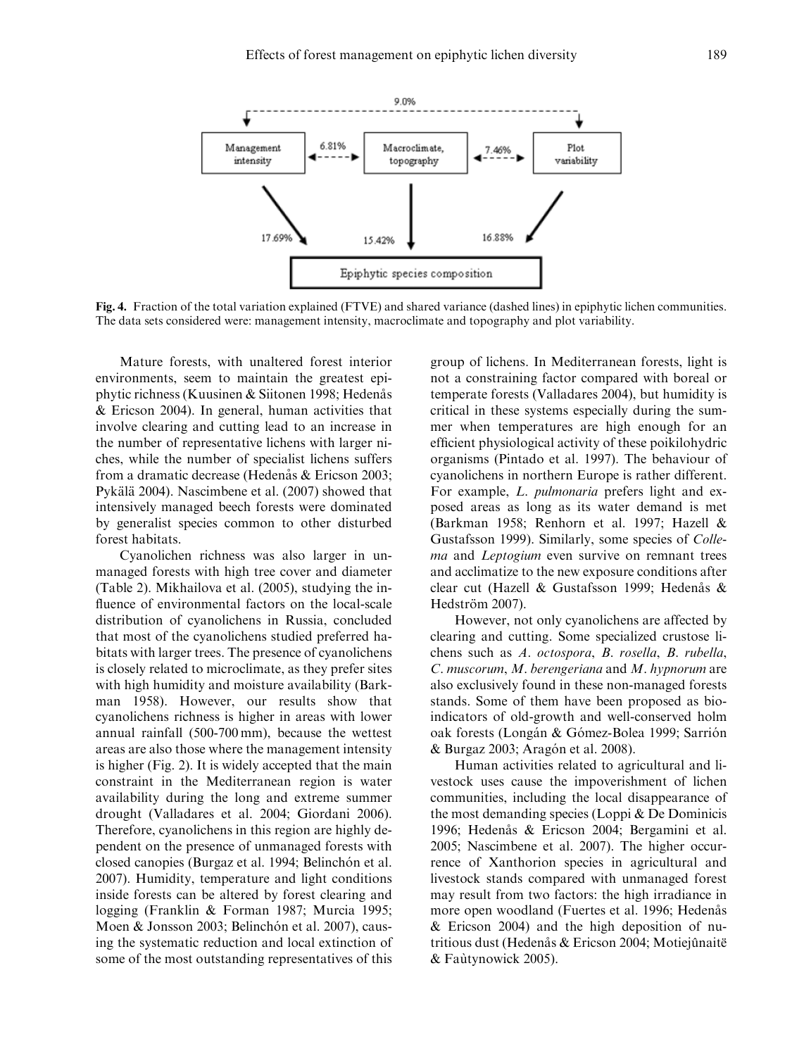**Fig. 4.** Fraction of the total variation explained (FTVE) and shared variance (dashed lines) in epiphytic lichen communities. The data sets considered were: management intensity, macroclimate and topography and plot variability.

Mature forests, with unaltered forest interior environments, seem to maintain the greatest epiphytic richness (Kuusinen & Siitonen 1998; Hedenås & Ericson 2004). In general, human activities that involve clearing and cutting lead to an increase in the number of representative lichens with larger niches, while the number of specialist lichens suffers from a dramatic decrease (Hedenås & Ericson 2003; Pykälä 2004). Nascimbene et al. (2007) showed that intensively managed beech forests were dominated by generalist species common to other disturbed forest habitats.

Cyanolichen richness was also larger in unmanaged forests with high tree cover and diameter (Table 2). Mikhailova et al. (2005), studying the influence of environmental factors on the local-scale distribution of cyanolichens in Russia, concluded that most of the cyanolichens studied preferred habitats with larger trees. The presence of cyanolichens is closely related to microclimate, as they prefer sites with high humidity and moisture availability (Barkman 1958). However, our results show that cyanolichens richness is higher in areas with lower annual rainfall (500-700 mm), because the wettest areas are also those where the management intensity is higher (Fig. 2). It is widely accepted that the main constraint in the Mediterranean region is water availability during the long and extreme summer drought (Valladares et al. 2004; Giordani 2006). Therefore, cyanolichens in this region are highly dependent on the presence of unmanaged forests with closed canopies (Burgaz et al. 1994; Belinchón et al. 2007). Humidity, temperature and light conditions inside forests can be altered by forest clearing and logging (Franklin & Forman 1987; Murcia 1995; Moen & Jonsson 2003; Belinchón et al. 2007), causing the systematic reduction and local extinction of some of the most outstanding representatives of this group of lichens. In Mediterranean forests, light is not a constraining factor compared with boreal or temperate forests (Valladares 2004), but humidity is critical in these systems especially during the summer when temperatures are high enough for an efficient physiological activity of these poikilohydric organisms (Pintado et al. 1997). The behaviour of cyanolichens in northern Europe is rather different. For example, *L. pulmonaria* prefers light and exposed areas as long as its water demand is met (Barkman 1958; Renhorn et al. 1997; Hazell & Gustafsson 1999). Similarly, some species of *Collema* and *Leptogium* even survive on remnant trees and acclimatize to the new exposure conditions after clear cut (Hazell & Gustafsson 1999; Hedenås & Hedström 2007).

However, not only cyanolichens are affected by clearing and cutting. Some specialized crustose lichens such as *A. octospora*, *B. rosella*, *B. rubella*, *C. muscorum*, *M. berengeriana* and *M. hypnorum* are also exclusively found in these non-managed forests stands. Some of them have been proposed as bioindicators of old-growth and well-conserved holm oak forests (Longán & Gómez-Bolea 1999; Sarrión & Burgaz 2003; Aragón et al. 2008).

Human activities related to agricultural and livestock uses cause the impoverishment of lichen communities, including the local disappearance of the most demanding species (Loppi & De Dominicis 1996; Hedenås & Ericson 2004; Bergamini et al. 2005; Nascimbene et al. 2007). The higher occurrence of Xanthorion species in agricultural and livestock stands compared with unmanaged forest may result from two factors: the high irradiance in more open woodland (Fuertes et al. 1996; Hedenås & Ericson 2004) and the high deposition of nutritious dust (Hedenås & Ericson 2004; Motiejûnaitë & Faùtynowick 2005).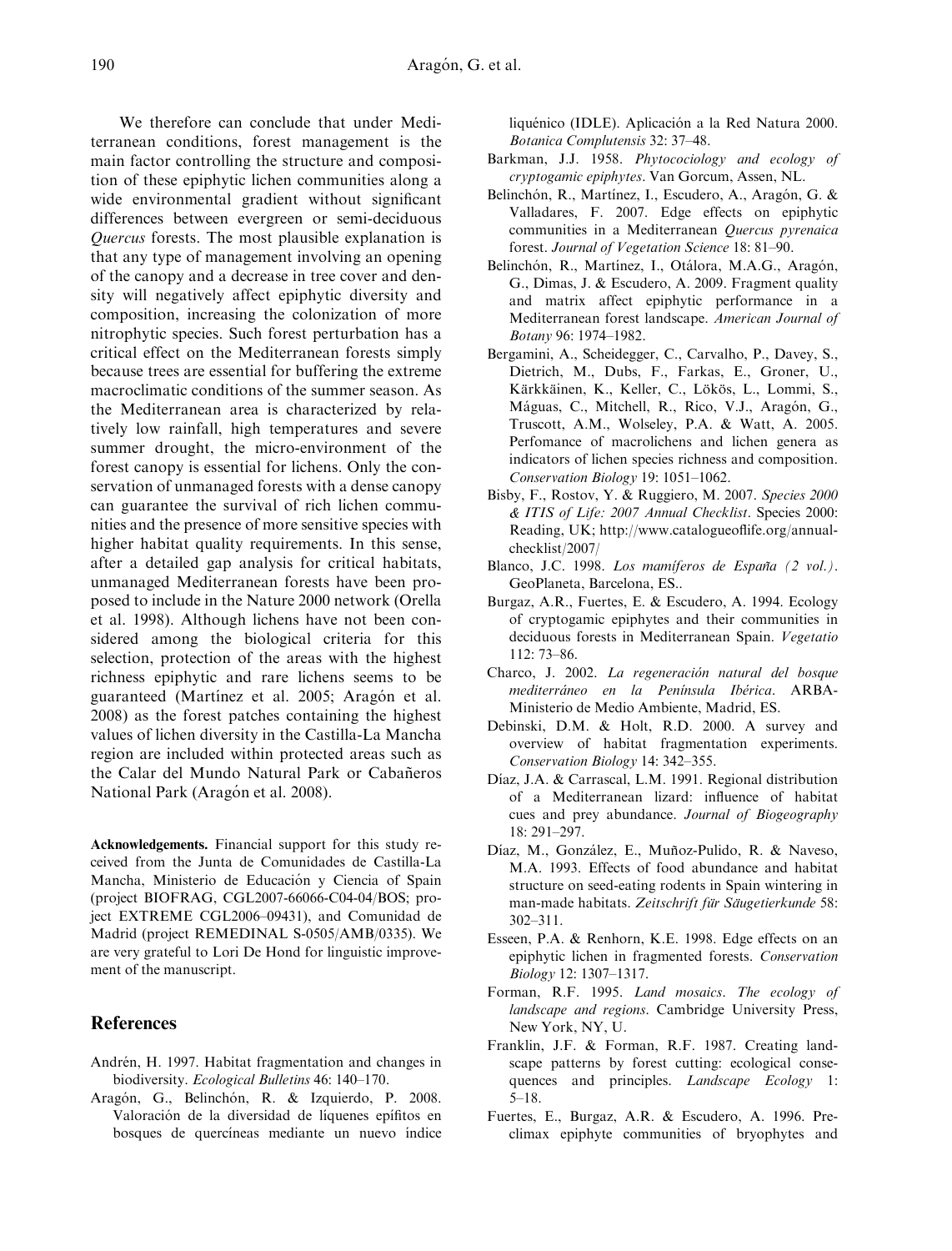We therefore can conclude that under Mediterranean conditions, forest management is the main factor controlling the structure and composition of these epiphytic lichen communities along a wide environmental gradient without significant differences between evergreen or semi-deciduous *Quercus* forests. The most plausible explanation is that any type of management involving an opening of the canopy and a decrease in tree cover and density will negatively affect epiphytic diversity and composition, increasing the colonization of more nitrophytic species. Such forest perturbation has a critical effect on the Mediterranean forests simply because trees are essential for buffering the extreme macroclimatic conditions of the summer season. As the Mediterranean area is characterized by relatively low rainfall, high temperatures and severe summer drought, the micro-environment of the forest canopy is essential for lichens. Only the conservation of unmanaged forests with a dense canopy can guarantee the survival of rich lichen communities and the presence of more sensitive species with higher habitat quality requirements. In this sense, after a detailed gap analysis for critical habitats, unmanaged Mediterranean forests have been proposed to include in the Nature 2000 network (Orella et al. 1998). Although lichens have not been considered among the biological criteria for this selection, protection of the areas with the highest richness epiphytic and rare lichens seems to be guaranteed (Martínez et al. 2005; Aragón et al. 2008) as the forest patches containing the highest values of lichen diversity in the Castilla-La Mancha region are included within protected areas such as the Calar del Mundo Natural Park or Cabañeros National Park (Aragón et al. 2008).

**Acknowledgements.** Financial support for this study received from the Junta de Comunidades de Castilla-La Mancha, Ministerio de Educación y Ciencia of Spain (project BIOFRAG, CGL2007-66066-C04-04/BOS; project EXTREME CGL2006–09431), and Comunidad de Madrid (project REMEDINAL S-0505/AMB/0335). We are very grateful to Lori De Hond for linguistic improvement of the manuscript.

## References

Andrén, H. 1997. Habitat fragmentation and changes in biodiversity. *Ecological Bulletins* 46: 140–170.

Aragón, G., Belinchón, R. & Izquierdo, P. 2008. Valoración de la diversidad de líquenes epífitos en bosques de quercíneas mediante un nuevo índice liquénico (IDLE). Aplicación a la Red Natura 2000. *Botanica Complutensis* 32: 37–48.

Barkman, J.J. 1958. *Phytocociology and ecology of cryptogamic epiphytes*. Van Gorcum, Assen, NL.

Belinchón, R., Martínez, I., Escudero, A., Aragón, G. & Valladares, F. 2007. Edge effects on epiphytic communities in a Mediterranean *Quercus pyrenaica* forest. *Journal of Vegetation Science* 18: 81–90.

Belinchón, R., Martínez, I., Otálora, M.A.G., Aragón, G., Dimas, J. & Escudero, A. 2009. Fragment quality and matrix affect epiphytic performance in a Mediterranean forest landscape. *American Journal of Botany* 96: 1974–1982.

Bergamini, A., Scheidegger, C., Carvalho, P., Davey, S., Dietrich, M., Dubs, F., Farkas, E., Groner, U., Kärkkäinen, K., Keller, C., Lökös, L., Lommi, S., Máguas, C., Mitchell, R., Rico, V.J., Aragón, G., Truscott, A.M., Wolseley, P.A. & Watt, A. 2005. Perfomance of macrolichens and lichen genera as indicators of lichen species richness and composition. *Conservation Biology* 19: 1051–1062.

Bisby, F., Rostov, Y. & Ruggiero, M. 2007. *Species 2000 & ITIS of Life: 2007 Annual Checklist*. Species 2000: Reading, UK; http://www.catalogueoflife.org/annual-checklist/2007/

Blanco, J.C. 1998. *Los mamíferos de España (2 vol.)*. GeoPlaneta, Barcelona, ES..

Burgaz, A.R., Fuertes, E. & Escudero, A. 1994. Ecology of cryptogamic epiphytes and their communities in deciduous forests in Mediterranean Spain. *Vegetatio* 112: 73–86.

Charco, J. 2002. *La regeneración natural del bosque mediterráneo en la Península Ibérica*. ARBA-Ministerio de Medio Ambiente, Madrid, ES.

Debinski, D.M. & Holt, R.D. 2000. A survey and overview of habitat fragmentation experiments. *Conservation Biology* 14: 342–355.

Díaz, J.A. & Carrascal, L.M. 1991. Regional distribution of a Mediterranean lizard: influence of habitat cues and prey abundance. *Journal of Biogeography* 18: 291–297.

Díaz, M., González, E., Muñoz-Pulido, R. & Naveso, M.A. 1993. Effects of food abundance and habitat structure on seed-eating rodents in Spain wintering in man-made habitats. *Zeitschrift für Säugetierkunde* 58: 302–311.

Esseen, P.A. & Renhorn, K.E. 1998. Edge effects on an epiphytic lichen in fragmented forests. *Conservation Biology* 12: 1307–1317.

Forman, R.F. 1995. *Land mosaics. The ecology of landscape and regions*. Cambridge University Press, New York, NY, U.

Franklin, J.F. & Forman, R.F. 1987. Creating landscape patterns by forest cutting: ecological consequences and principles. *Landscape Ecology* 1: 5–18.

Fuertes, E., Burgaz, A.R. & Escudero, A. 1996. Pre-climax epiphyte communities of bryophytes and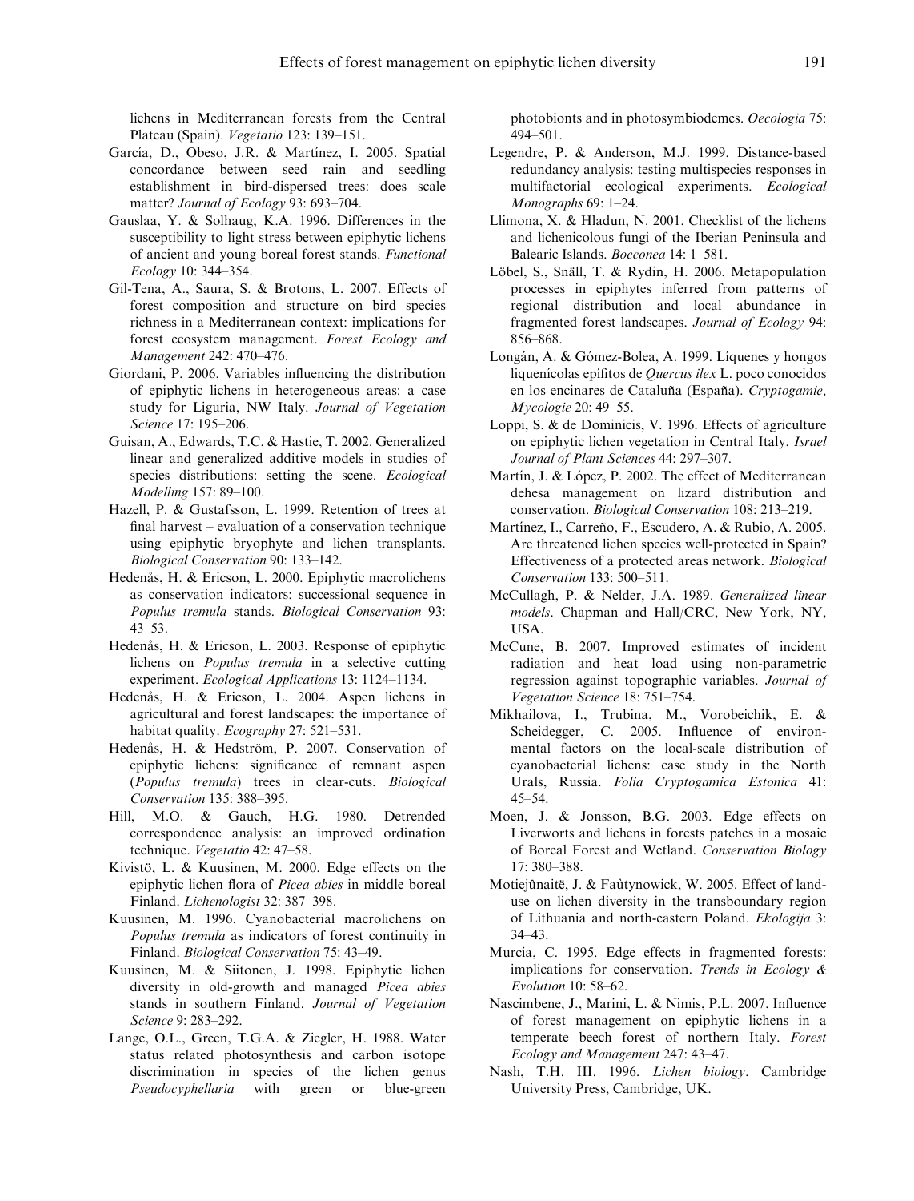lichens in Mediterranean forests from the Central Plateau (Spain). *Vegetatio* 123: 139–151.

García, D., Obeso, J.R. & Martínez, I. 2005. Spatial concordance between seed rain and seedling establishment in bird-dispersed trees: does scale matter? *Journal of Ecology* 93: 693–704.

Gauslaa, Y. & Solhaug, K.A. 1996. Differences in the susceptibility to light stress between epiphytic lichens of ancient and young boreal forest stands. *Functional Ecology* 10: 344–354.

Gil-Tena, A., Saura, S. & Brotons, L. 2007. Effects of forest composition and structure on bird species richness in a Mediterranean context: implications for forest ecosystem management. *Forest Ecology and Management* 242: 470–476.

Giordani, P. 2006. Variables influencing the distribution of epiphytic lichens in heterogeneous areas: a case study for Liguria, NW Italy. *Journal of Vegetation Science* 17: 195–206.

Guisan, A., Edwards, T.C. & Hastie, T. 2002. Generalized linear and generalized additive models in studies of species distributions: setting the scene. *Ecological Modelling* 157: 89–100.

Hazell, P. & Gustafsson, L. 1999. Retention of trees at final harvest – evaluation of a conservation technique using epiphytic bryophyte and lichen transplants. *Biological Conservation* 90: 133–142.

Hedenås, H. & Ericson, L. 2000. Epiphytic macrolichens as conservation indicators: successional sequence in *Populus tremula* stands. *Biological Conservation* 93: 43–53.

Hedenås, H. & Ericson, L. 2003. Response of epiphytic lichens on *Populus tremula* in a selective cutting experiment. *Ecological Applications* 13: 1124–1134.

Hedenås, H. & Ericson, L. 2004. Aspen lichens in agricultural and forest landscapes: the importance of habitat quality. *Ecography* 27: 521–531.

Hedenås, H. & Hedström, P. 2007. Conservation of epiphytic lichens: significance of remnant aspen (*Populus tremula*) trees in clear-cuts. *Biological Conservation* 135: 388–395.

Hill, M.O. & Gauch, H.G. 1980. Detrended correspondence analysis: an improved ordination technique. *Vegetatio* 42: 47–58.

Kivistö, L. & Kuusinen, M. 2000. Edge effects on the epiphytic lichen flora of *Picea abies* in middle boreal Finland. *Lichenologist* 32: 387–398.

Kuusinen, M. 1996. Cyanobacterial macrolichens on *Populus tremula* as indicators of forest continuity in Finland. *Biological Conservation* 75: 43–49.

Kuusinen, M. & Siitonen, J. 1998. Epiphytic lichen diversity in old-growth and managed *Picea abies* stands in southern Finland. *Journal of Vegetation Science* 9: 283–292.

Lange, O.L., Green, T.G.A. & Ziegler, H. 1988. Water status related photosynthesis and carbon isotope discrimination in species of the lichen genus *Pseudocyphellaria* with green or blue-green photobionts and in photosymbiodemes. *Oecologia* 75: 494–501.

Legendre, P. & Anderson, M.J. 1999. Distance-based redundancy analysis: testing multispecies responses in multifactorial ecological experiments. *Ecological Monographs* 69: 1–24.

Llimona, X. & Hladun, N. 2001. Checklist of the lichens and lichenicolous fungi of the Iberian Peninsula and Balearic Islands. *Bocconea* 14: 1–581.

Löbel, S., Snäll, T. & Rydin, H. 2006. Metapopulation processes in epiphytes inferred from patterns of regional distribution and local abundance in fragmented forest landscapes. *Journal of Ecology* 94: 856–868.

Longán, A. & Gómez-Bolea, A. 1999. Líquenes y hongos liquenícolas epífitos de *Quercus ilex* L. poco conocidos en los encinares de Cataluña (España). *Cryptogamie, Mycologie* 20: 49–55.

Loppi, S. & de Dominicis, V. 1996. Effects of agriculture on epiphytic lichen vegetation in Central Italy. *Israel Journal of Plant Sciences* 44: 297–307.

Martín, J. & López, P. 2002. The effect of Mediterranean dehesa management on lizard distribution and conservation. *Biological Conservation* 108: 213–219.

Martínez, I., Carreño, F., Escudero, A. & Rubio, A. 2005. Are threatened lichen species well-protected in Spain? Effectiveness of a protected areas network. *Biological Conservation* 133: 500–511.

McCullagh, P. & Nelder, J.A. 1989. *Generalized linear models*. Chapman and Hall/CRC, New York, NY, USA.

McCune, B. 2007. Improved estimates of incident radiation and heat load using non-parametric regression against topographic variables. *Journal of Vegetation Science* 18: 751–754.

Mikhailova, I., Trubina, M., Vorobeichik, E. & Scheidegger, C. 2005. Influence of environmental factors on the local-scale distribution of cyanobacterial lichens: case study in the North Urals, Russia. *Folia Cryptogamica Estonica* 41: 45–54.

Moen, J. & Jonsson, B.G. 2003. Edge effects on Liverworts and lichens in forests patches in a mosaic of Boreal Forest and Wetland. *Conservation Biology* 17: 380–388.

Motiejûnaitë, J. & Faùtynowick, W. 2005. Effect of land-use on lichen diversity in the transboundary region of Lithuania and north-eastern Poland. *Ekologija* 3: 34–43.

Murcia, C. 1995. Edge effects in fragmented forests: implications for conservation. *Trends in Ecology & Evolution* 10: 58–62.

Nascimbene, J., Marini, L. & Nimis, P.L. 2007. Influence of forest management on epiphytic lichens in a temperate beech forest of northern Italy. *Forest Ecology and Management* 247: 43–47.

Nash, T.H. III. 1996. *Lichen biology*. Cambridge University Press, Cambridge, UK.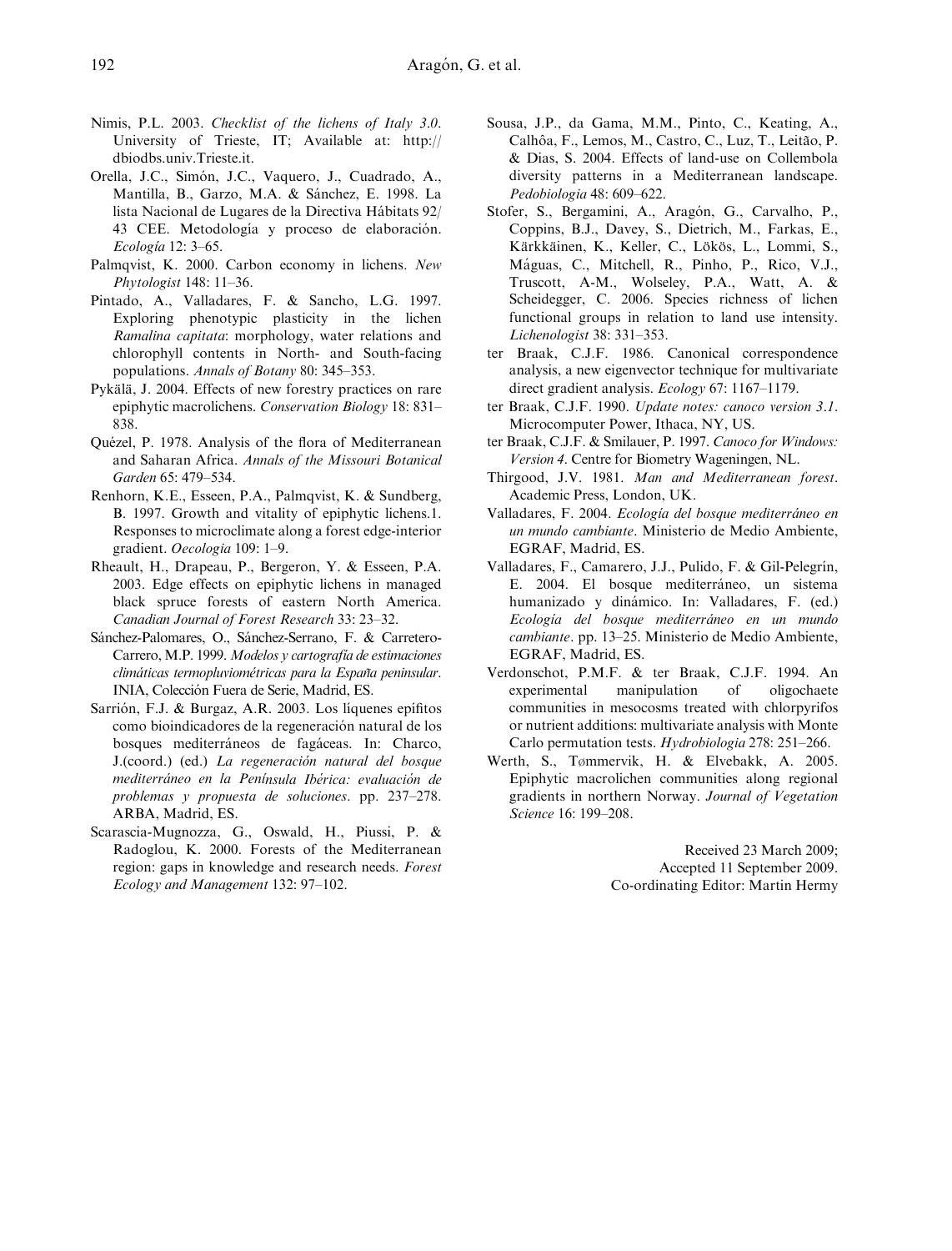Nimis, P.L. 2003. *Checklist of the lichens of Italy 3.0*. University of Trieste, IT; Available at: http://dbiodbs.univ.Trieste.it.

Orella, J.C., Simón, J.C., Vaquero, J., Cuadrado, A., Mantilla, B., Garzo, M.A. & Sánchez, E. 1998. La lista Nacional de Lugares de la Directiva Hábitats 92/43 CEE. Metodología y proceso de elaboración. *Ecología* 12: 3–65.

Palmqvist, K. 2000. Carbon economy in lichens. *New Phytologist* 148: 11–36.

Pintado, A., Valladares, F. & Sancho, L.G. 1997. Exploring phenotypic plasticity in the lichen *Ramalina capitata*: morphology, water relations and chlorophyll contents in North- and South-facing populations. *Annals of Botany* 80: 345–353.

Pykälä, J. 2004. Effects of new forestry practices on rare epiphytic macrolichens. *Conservation Biology* 18: 831–838.

Quézel, P. 1978. Analysis of the flora of Mediterranean and Saharan Africa. *Annals of the Missouri Botanical Garden* 65: 479–534.

Renhorn, K.E., Esseen, P.A., Palmqvist, K. & Sundberg, B. 1997. Growth and vitality of epiphytic lichens.1. Responses to microclimate along a forest edge-interior gradient. *Oecologia* 109: 1–9.

Rheault, H., Drapeau, P., Bergeron, Y. & Esseen, P.A. 2003. Edge effects on epiphytic lichens in managed black spruce forests of eastern North America. *Canadian Journal of Forest Research* 33: 23–32.

Sánchez-Palomares, O., Sánchez-Serrano, F. & Carretero-Carrero, M.P. 1999. *Modelos y cartografía de estimaciones climáticas termopluviométricas para la España peninsular*. INIA, Colección Fuera de Serie, Madrid, ES.

Sarrión, F.J. & Burgaz, A.R. 2003. Los líquenes epífitos como bioindicadores de la regeneración natural de los bosques mediterráneos de fagáceas. In: Charco, J.(coord.) (ed.) *La regeneración natural del bosque mediterráneo en la Península Ibérica: evaluación de problemas y propuesta de soluciones*. pp. 237–278. ARBA, Madrid, ES.

Scarascia-Mugnozza, G., Oswald, H., Piussi, P. & Radoglou, K. 2000. Forests of the Mediterranean region: gaps in knowledge and research needs. *Forest Ecology and Management* 132: 97–102.

Sousa, J.P., da Gama, M.M., Pinto, C., Keating, A., Calhôa, F., Lemos, M., Castro, C., Luz, T., Leitão, P. & Dias, S. 2004. Effects of land-use on Collembola diversity patterns in a Mediterranean landscape. *Pedobiologia* 48: 609–622.

Stofer, S., Bergamini, A., Aragón, G., Carvalho, P., Coppins, B.J., Davey, S., Dietrich, M., Farkas, E., Kärkkäinen, K., Keller, C., Lökös, L., Lommi, S., Máguas, C., Mitchell, R., Pinho, P., Rico, V.J., Truscott, A-M., Wolseley, P.A., Watt, A. & Scheidegger, C. 2006. Species richness of lichen functional groups in relation to land use intensity. *Lichenologist* 38: 331–353.

ter Braak, C.J.F. 1986. Canonical correspondence analysis, a new eigenvector technique for multivariate direct gradient analysis. *Ecology* 67: 1167–1179.

ter Braak, C.J.F. 1990. *Update notes: canoco version 3.1*. Microcomputer Power, Ithaca, NY, US.

ter Braak, C.J.F. & Smilauer, P. 1997. *Canoco for Windows: Version 4*. Centre for Biometry Wageningen, NL.

Thirgood, J.V. 1981. *Man and Mediterranean forest*. Academic Press, London, UK.

Valladares, F. 2004. *Ecología del bosque mediterráneo en un mundo cambiante*. Ministerio de Medio Ambiente, EGRAF, Madrid, ES.

Valladares, F., Camarero, J.J., Pulido, F. & Gil-Pelegrín, E. 2004. El bosque mediterráneo, un sistema humanizado y dinámico. In: Valladares, F. (ed.) *Ecología del bosque mediterráneo en un mundo cambiante*. pp. 13–25. Ministerio de Medio Ambiente, EGRAF, Madrid, ES.

Verdonschot, P.M.F. & ter Braak, C.J.F. 1994. An experimental manipulation of oligochaete communities in mesocosms treated with chlorpyrifos or nutrient additions: multivariate analysis with Monte Carlo permutation tests. *Hydrobiologia* 278: 251–266.

Werth, S., Tømmervik, H. & Elvebakk, A. 2005. Epiphytic macrolichen communities along regional gradients in northern Norway. *Journal of Vegetation Science* 16: 199–208.

Received 23 March 2009;
Accepted 11 September 2009.
Co-ordinating Editor: Martin Hermy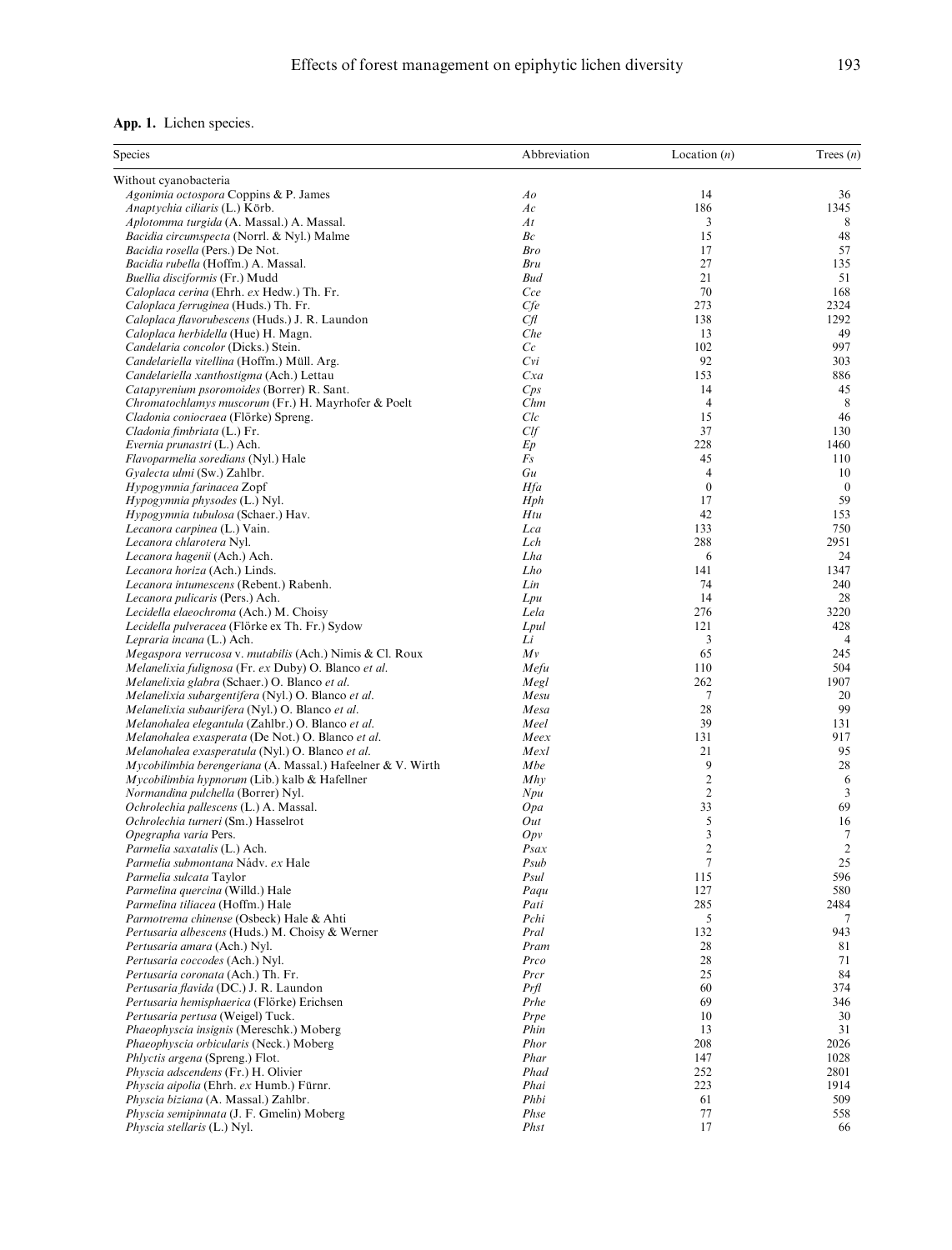**App. 1.** Lichen species.

| Species | Abbreviation | Location (*n*) | Trees (*n*) |
|---|---|---|---|
| Without cyanobacteria | | | |
| *Agonimia octospora* Coppins & P. James | *Ao* | 14 | 36 |
| *Anaptychia ciliaris* (L.) Körb. | *Ac* | 186 | 1345 |
| *Aplotomma turgida* (A. Massal.) A. Massal. | *At* | 3 | 8 |
| *Bacidia circumspecta* (Norrl. & Nyl.) Malme | *Bc* | 15 | 48 |
| *Bacidia rosella* (Pers.) De Not. | *Bro* | 17 | 57 |
| *Bacidia rubella* (Hoffm.) A. Massal. | *Bru* | 27 | 135 |
| *Buellia disciformis* (Fr.) Mudd | *Bud* | 21 | 51 |
| *Caloplaca cerina* (Ehrh. *ex* Hedw.) Th. Fr. | *Cce* | 70 | 168 |
| *Caloplaca ferruginea* (Huds.) Th. Fr. | *Cfe* | 273 | 2324 |
| *Caloplaca flavorubescens* (Huds.) J. R. Laundon | *Cfl* | 138 | 1292 |
| *Caloplaca herbidella* (Hue) H. Magn. | *Che* | 13 | 49 |
| *Candelaria concolor* (Dicks.) Stein. | *Cc* | 102 | 997 |
| *Candelariella vitellina* (Hoffm.) Müll. Arg. | *Cvi* | 92 | 303 |
| *Candelariella xanthostigma* (Ach.) Lettau | *Cxa* | 153 | 886 |
| *Catapyrenium psoromoides* (Borrer) R. Sant. | *Cps* | 14 | 45 |
| *Chromatochlamys muscorum* (Fr.) H. Mayrhofer & Poelt | *Chm* | 4 | 8 |
| *Cladonia coniocraea* (Flörke) Spreng. | *Clc* | 15 | 46 |
| *Cladonia fimbriata* (L.) Fr. | *Clf* | 37 | 130 |
| *Evernia prunastri* (L.) Ach. | *Ep* | 228 | 1460 |
| *Flavoparmelia soredians* (Nyl.) Hale | *Fs* | 45 | 110 |
| *Gyalecta ulmi* (Sw.) Zahlbr. | *Gu* | 4 | 10 |
| *Hypogymnia farinacea* Zopf | *Hfa* | 0 | 0 |
| *Hypogymnia physodes* (L.) Nyl. | *Hph* | 17 | 59 |
| *Hypogymnia tubulosa* (Schaer.) Hav. | *Htu* | 42 | 153 |
| *Lecanora carpinea* (L.) Vain. | *Lca* | 133 | 750 |
| *Lecanora chlarotera* Nyl. | *Lch* | 288 | 2951 |
| *Lecanora hagenii* (Ach.) Ach. | *Lha* | 6 | 24 |
| *Lecanora horiza* (Ach.) Linds. | *Lho* | 141 | 1347 |
| *Lecanora intumescens* (Rebent.) Rabenh. | *Lin* | 74 | 240 |
| *Lecanora pulicaris* (Pers.) Ach. | *Lpu* | 14 | 28 |
| *Lecidella elaeochroma* (Ach.) M. Choisy | *Lela* | 276 | 3220 |
| *Lecidella pulveracea* (Flörke ex Th. Fr.) Sydow | *Lpul* | 121 | 428 |
| *Lepraria incana* (L.) Ach. | *Li* | 3 | 4 |
| *Megaspora verrucosa* v. *mutabilis* (Ach.) Nimis & Cl. Roux | *Mv* | 65 | 245 |
| *Melanelixia fulignosa* (Fr. *ex* Duby) O. Blanco *et al.* | *Mefu* | 110 | 504 |
| *Melanelixia glabra* (Schaer.) O. Blanco *et al.* | *Megl* | 262 | 1907 |
| *Melanelixia subargentifera* (Nyl.) O. Blanco *et al.* | *Mesu* | 7 | 20 |
| *Melanelixia subaurifera* (Nyl.) O. Blanco *et al.* | *Mesa* | 28 | 99 |
| *Melanohalea elegantula* (Zahlbr.) O. Blanco *et al.* | *Meel* | 39 | 131 |
| *Melanohalea exasperata* (De Not.) O. Blanco *et al.* | *Meex* | 131 | 917 |
| *Melanohalea exasperatula* (Nyl.) O. Blanco *et al.* | *Mexl* | 21 | 95 |
| *Mycobilimbia berengeriana* (A. Massal.) Hafeelner & V. Wirth | *Mbe* | 9 | 28 |
| *Mycobilimbia hypnorum* (Lib.) kalb & Hafellner | *Mhy* | 2 | 6 |
| *Normandina pulchella* (Borrer) Nyl. | *Npu* | 2 | 3 |
| *Ochrolechia pallescens* (L.) A. Massal. | *Opa* | 33 | 69 |
| *Ochrolechia turneri* (Sm.) Hasselrot | *Out* | 5 | 16 |
| *Opegrapha varia* Pers. | *Opv* | 3 | 7 |
| *Parmelia saxatalis* (L.) Ach. | *Psax* | 2 | 2 |
| *Parmelia submontana* Nádv. *ex* Hale | *Psub* | 7 | 25 |
| *Parmelia sulcata* Taylor | *Psul* | 115 | 596 |
| *Parmelina quercina* (Willd.) Hale | *Paqu* | 127 | 580 |
| *Parmelina tiliacea* (Hoffm.) Hale | *Pati* | 285 | 2484 |
| *Parmotrema chinense* (Osbeck) Hale & Ahti | *Pchi* | 5 | 7 |
| *Pertusaria albescens* (Huds.) M. Choisy & Werner | *Pral* | 132 | 943 |
| *Pertusaria amara* (Ach.) Nyl. | *Pram* | 28 | 81 |
| *Pertusaria coccodes* (Ach.) Nyl. | *Prco* | 28 | 71 |
| *Pertusaria coronata* (Ach.) Th. Fr. | *Prcr* | 25 | 84 |
| *Pertusaria flavida* (DC.) J. R. Laundon | *Prfl* | 60 | 374 |
| *Pertusaria hemisphaerica* (Flörke) Erichsen | *Prhe* | 69 | 346 |
| *Pertusaria pertusa* (Weigel) Tuck. | *Prpe* | 10 | 30 |
| *Phaeophyscia insignis* (Mereschk.) Moberg | *Phin* | 13 | 31 |
| *Phaeophyscia orbicularis* (Neck.) Moberg | *Phor* | 208 | 2026 |
| *Phlyctis argena* (Spreng.) Flot. | *Phar* | 147 | 1028 |
| *Physcia adscendens* (Fr.) H. Olivier | *Phad* | 252 | 2801 |
| *Physcia aipolia* (Ehrh. *ex* Humb.) Fürnr. | *Phai* | 223 | 1914 |
| *Physcia biziana* (A. Massal.) Zahlbr. | *Phbi* | 61 | 509 |
| *Physcia semipinnata* (J. F. Gmelin) Moberg | *Phse* | 77 | 558 |
| *Physcia stellaris* (L.) Nyl. | *Phst* | 17 | 66 |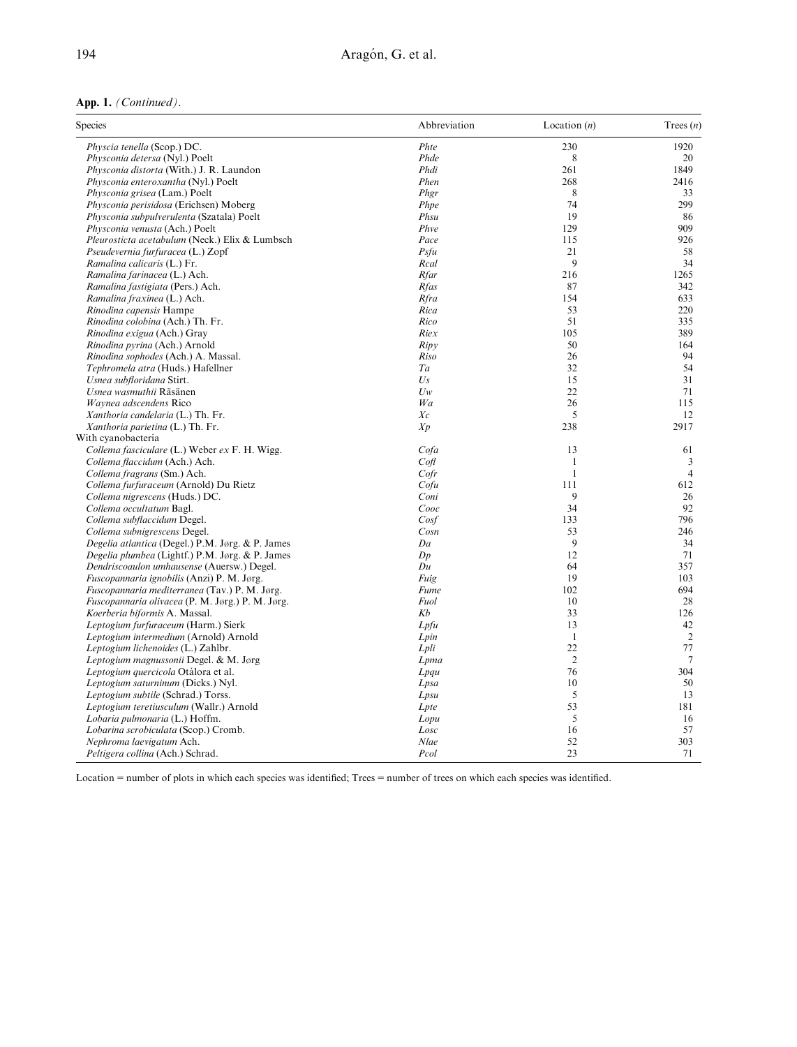**App. 1.** *(Continued)*.

| Species | Abbreviation | Location (*n*) | Trees (*n*) |
|---|---|---|---|
| *Physcia tenella* (Scop.) DC. | *Phte* | 230 | 1920 |
| *Physconia detersa* (Nyl.) Poelt | *Phde* | 8 | 20 |
| *Physconia distorta* (With.) J. R. Laundon | *Phdi* | 261 | 1849 |
| *Physconia enteroxantha* (Nyl.) Poelt | *Phen* | 268 | 2416 |
| *Physconia grisea* (Lam.) Poelt | *Phgr* | 8 | 33 |
| *Physconia perisidosa* (Erichsen) Moberg | *Phpe* | 74 | 299 |
| *Physconia subpulverulenta* (Szatala) Poelt | *Phsu* | 19 | 86 |
| *Physconia venusta* (Ach.) Poelt | *Phve* | 129 | 909 |
| *Pleurosticta acetabulum* (Neck.) Elix & Lumbsch | *Pace* | 115 | 926 |
| *Pseudevernia furfuracea* (L.) Zopf | *Psfu* | 21 | 58 |
| *Ramalina calicaris* (L.) Fr. | *Rcal* | 9 | 34 |
| *Ramalina farinacea* (L.) Ach. | *Rfar* | 216 | 1265 |
| *Ramalina fastigiata* (Pers.) Ach. | *Rfas* | 87 | 342 |
| *Ramalina fraxinea* (L.) Ach. | *Rfra* | 154 | 633 |
| *Rinodina capensis* Hampe | *Rica* | 53 | 220 |
| *Rinodina colobina* (Ach.) Th. Fr. | *Rico* | 51 | 335 |
| *Rinodina exigua* (Ach.) Gray | *Riex* | 105 | 389 |
| *Rinodina pyrina* (Ach.) Arnold | *Ripy* | 50 | 164 |
| *Rinodina sophodes* (Ach.) A. Massal. | *Riso* | 26 | 94 |
| *Tephromela atra* (Huds.) Hafellner | *Ta* | 32 | 54 |
| *Usnea subfloridana* Stirt. | *Us* | 15 | 31 |
| *Usnea wasmuthii* Räsänen | *Uw* | 22 | 71 |
| *Waynea adscendens* Rico | *Wa* | 26 | 115 |
| *Xanthoria candelaria* (L.) Th. Fr. | *Xc* | 5 | 12 |
| *Xanthoria parietina* (L.) Th. Fr. | *Xp* | 238 | 2917 |
| With cyanobacteria | | | |
| *Collema fasciculare* (L.) Weber *ex* F. H. Wigg. | *Cofa* | 13 | 61 |
| *Collema flaccidum* (Ach.) Ach. | *Cofl* | 1 | 3 |
| *Collema fragrans* (Sm.) Ach. | *Cofr* | 1 | 4 |
| *Collema furfuraceum* (Arnold) Du Rietz | *Cofu* | 111 | 612 |
| *Collema nigrescens* (Huds.) DC. | *Coni* | 9 | 26 |
| *Collema occultatum* Bagl. | *Cooc* | 34 | 92 |
| *Collema subflaccidum* Degel. | *Cosf* | 133 | 796 |
| *Collema subnigrescens* Degel. | *Cosn* | 53 | 246 |
| *Degelia atlantica* (Degel.) P.M. Jørg. & P. James | *Da* | 9 | 34 |
| *Degelia plumbea* (Lightf.) P.M. Jørg. & P. James | *Dp* | 12 | 71 |
| *Dendriscoaulon umhausense* (Auersw.) Degel. | *Du* | 64 | 357 |
| *Fuscopannaria ignobilis* (Anzi) P. M. Jørg. | *Fuig* | 19 | 103 |
| *Fuscopannaria mediterranea* (Tav.) P. M. Jørg. | *Fume* | 102 | 694 |
| *Fuscopannaria olivacea* (P. M. Jørg.) P. M. Jørg. | *Fuol* | 10 | 28 |
| *Koerberia biformis* A. Massal. | *Kb* | 33 | 126 |
| *Leptogium furfuraceum* (Harm.) Sierk | *Lpfu* | 13 | 42 |
| *Leptogium intermedium* (Arnold) Arnold | *Lpin* | 1 | 2 |
| *Leptogium lichenoides* (L.) Zahlbr. | *Lpli* | 22 | 77 |
| *Leptogium magnussonii* Degel. & M. Jørg | *Lpma* | 2 | 7 |
| *Leptogium quercicola* Otálora et al. | *Lpqu* | 76 | 304 |
| *Leptogium saturninum* (Dicks.) Nyl. | *Lpsa* | 10 | 50 |
| *Leptogium subtile* (Schrad.) Torss. | *Lpsu* | 5 | 13 |
| *Leptogium teretiusculum* (Wallr.) Arnold | *Lpte* | 53 | 181 |
| *Lobaria pulmonaria* (L.) Hoffm. | *Lopu* | 5 | 16 |
| *Lobarina scrobiculata* (Scop.) Cromb. | *Losc* | 16 | 57 |
| *Nephroma laevigatum* Ach. | *Nlae* | 52 | 303 |
| *Peltigera collina* (Ach.) Schrad. | *Pcol* | 23 | 71 |

Location = number of plots in which each species was identified; Trees = number of trees on which each species was identified.